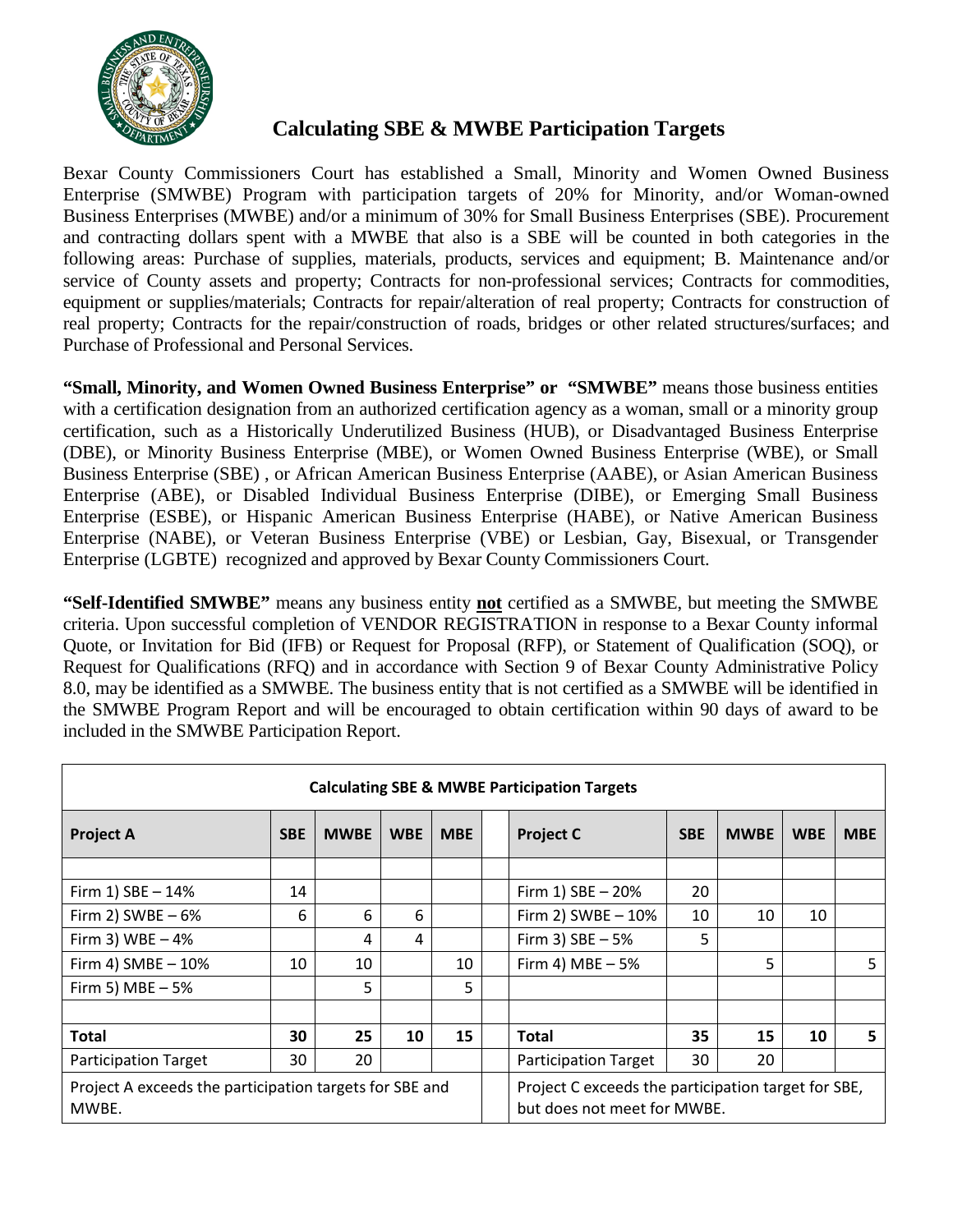# Calculating SBE & MWBE Participation Targets

Bexar County Commissioners Court has established a Small, Minority and Women Owned Business Enterprise (SMWBE) Program with participation targets of 20% for Minority, and/or Woman-owned Business Enterprises (MWBE) and/or a minimum of 30% for Small Business Enterprises (SBE). Procurement and contracting dollars spent with a MWBE that also is a SBE will be counted in both categories in the following areas: Purchase of supplies, materials, products, services and equipment; B. Maintenance and/or service of County assets and property; Contracts for non-professional services; Contracts for commodities, equipment or supplies/materials; Contracts for repair/alteration of real property; Contracts for construction of real property; Contracts for the repair/construction of roads, bridges or other related structures/surfaces; and Purchase of Professional and Personal Services.

**"Small, Minority, and Women Owned Business Enterprise" or "SMWBE"** means those business entities with a certification designation from an authorized certification agency as a woman, small or a minority group certification, such as a Historically Underutilized Business (HUB), or Disadvantaged Business Enterprise (DBE), or Minority Business Enterprise (MBE), or Women Owned Business Enterprise (WBE), or Small Business Enterprise (SBE) , or African American Business Enterprise (AABE), or Asian American Business Enterprise (ABE), or Disabled Individual Business Enterprise (DIBE), or Emerging Small Business Enterprise (ESBE), or Hispanic American Business Enterprise (HABE), or Native American Business Enterprise (NABE), or Veteran Business Enterprise (VBE) or Lesbian, Gay, Bisexual, or Transgender Enterprise (LGBTE) recognized and approved by Bexar County Commissioners Court.

**"Self-Identified SMWBE"** means any business entity **not** certified as a SMWBE, but meeting the SMWBE criteria. Upon successful completion of VENDOR REGISTRATION in response to a Bexar County informal Quote, or Invitation for Bid (IFB) or Request for Proposal (RFP), or Statement of Qualification (SOQ), or Request for Qualifications (RFQ) and in accordance with Section 9 of Bexar County Administrative Policy 8.0, may be identified as a SMWBE. The business entity that is not certified as a SMWBE will be identified in the SMWBE Program Report and will be encouraged to obtain certification within 90 days of award to be included in the SMWBE Participation Report.

**Calculating SBE & MWBE Participation Targets**

| Project A | SBE | MWBE | WBE | MBE | | Project C | SBE | MWBE | WBE | MBE |
|---|---|---|---|---|---|---|---|---|---|---|
| | | | | | | | | | | |
| Firm 1) SBE – 14% | 14 | | | | | Firm 1) SBE – 20% | 20 | | | |
| Firm 2) SWBE – 6% | 6 | 6 | 6 | | | Firm 2) SWBE – 10% | 10 | 10 | 10 | |
| Firm 3) WBE – 4% | | 4 | 4 | | | Firm 3) SBE – 5% | 5 | | | |
| Firm 4) SMBE – 10% | 10 | 10 | | 10 | | Firm 4) MBE – 5% | | 5 | | 5 |
| Firm 5) MBE – 5% | | 5 | | 5 | | | | | | |
| | | | | | | | | | | |
| **Total** | **30** | **25** | **10** | **15** | | **Total** | **35** | **15** | **10** | **5** |
| Participation Target | 30 | 20 | | | | Participation Target | 30 | 20 | | |
| Project A exceeds the participation targets for SBE and MWBE. | | | | | | Project C exceeds the participation target for SBE, but does not meet for MWBE. | | | | |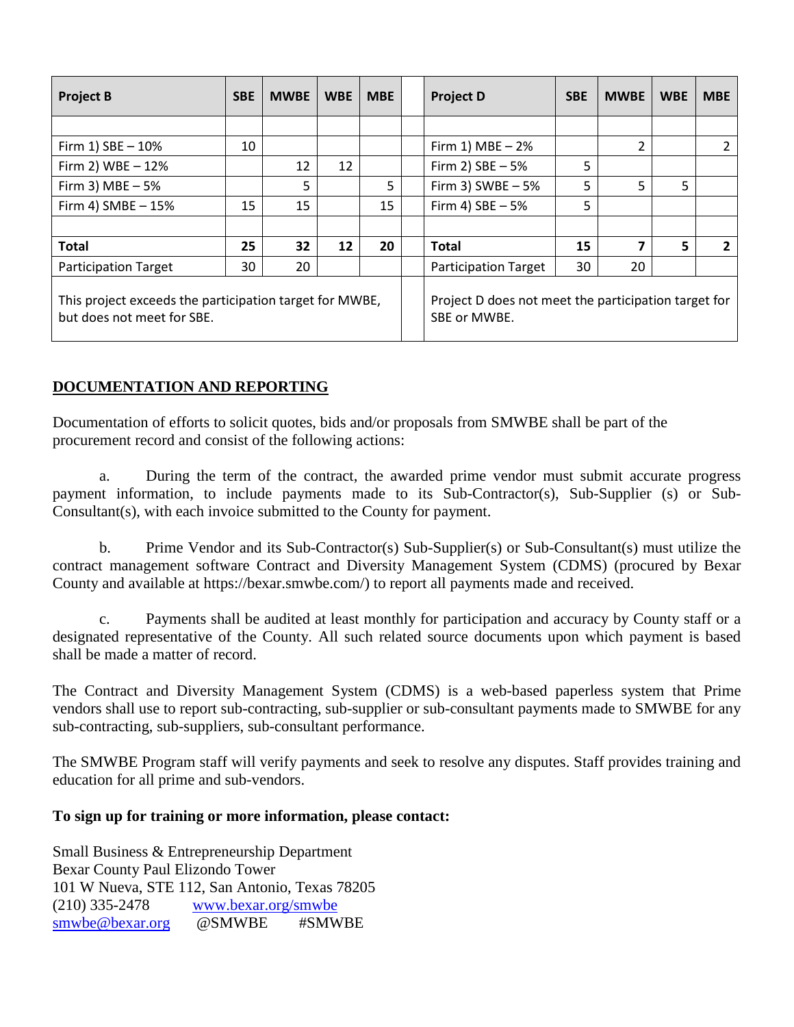| Project B | SBE | MWBE | WBE | MBE | | Project D | SBE | MWBE | WBE | MBE |
|---|---|---|---|---|---|---|---|---|---|---|
| | | | | | | | | | | |
| Firm 1) SBE – 10% | 10 | | | | | Firm 1) MBE – 2% | | 2 | | 2 |
| Firm 2) WBE – 12% | | 12 | 12 | | | Firm 2) SBE – 5% | 5 | | | |
| Firm 3) MBE – 5% | | 5 | | 5 | | Firm 3) SWBE – 5% | 5 | 5 | 5 | |
| Firm 4) SMBE – 15% | 15 | 15 | | 15 | | Firm 4) SBE – 5% | 5 | | | |
| | | | | | | | | | | |
| **Total** | **25** | **32** | **12** | **20** | | **Total** | **15** | **7** | **5** | **2** |
| Participation Target | 30 | 20 | | | | Participation Target | 30 | 20 | | |
| This project exceeds the participation target for MWBE, but does not meet for SBE. | | | | | | Project D does not meet the participation target for SBE or MWBE. | | | | |

## DOCUMENTATION AND REPORTING

Documentation of efforts to solicit quotes, bids and/or proposals from SMWBE shall be part of the procurement record and consist of the following actions:

a. During the term of the contract, the awarded prime vendor must submit accurate progress payment information, to include payments made to its Sub-Contractor(s), Sub-Supplier (s) or Sub-Consultant(s), with each invoice submitted to the County for payment.

b. Prime Vendor and its Sub-Contractor(s) Sub-Supplier(s) or Sub-Consultant(s) must utilize the contract management software Contract and Diversity Management System (CDMS) (procured by Bexar County and available at https://bexar.smwbe.com/) to report all payments made and received.

c. Payments shall be audited at least monthly for participation and accuracy by County staff or a designated representative of the County. All such related source documents upon which payment is based shall be made a matter of record.

The Contract and Diversity Management System (CDMS) is a web-based paperless system that Prime vendors shall use to report sub-contracting, sub-supplier or sub-consultant payments made to SMWBE for any sub-contracting, sub-suppliers, sub-consultant performance.

The SMWBE Program staff will verify payments and seek to resolve any disputes. Staff provides training and education for all prime and sub-vendors.

**To sign up for training or more information, please contact:**

Small Business & Entrepreneurship Department
Bexar County Paul Elizondo Tower
101 W Nueva, STE 112, San Antonio, Texas 78205
(210) 335-2478 www.bexar.org/smwbe
smwbe@bexar.org @SMWBE #SMWBE